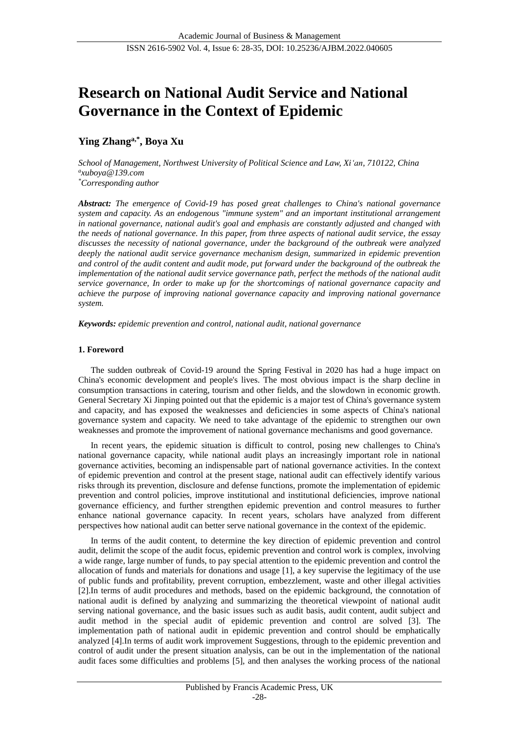# Research on National Audit Service and National Governance in the Context of Epidemic

**Ying Zhang[a,*], Boya Xu**

*School of Management, Northwest University of Political Science and Law, Xi'an, 710122, China*
*[a]xuboya@139.com*
*[*]Corresponding author*

***Abstract:*** *The emergence of Covid-19 has posed great challenges to China's national governance system and capacity. As an endogenous "immune system" and an important institutional arrangement in national governance, national audit's goal and emphasis are constantly adjusted and changed with the needs of national governance. In this paper, from three aspects of national audit service, the essay discusses the necessity of national governance, under the background of the outbreak were analyzed deeply the national audit service governance mechanism design, summarized in epidemic prevention and control of the audit content and audit mode, put forward under the background of the outbreak the implementation of the national audit service governance path, perfect the methods of the national audit service governance, In order to make up for the shortcomings of national governance capacity and achieve the purpose of improving national governance capacity and improving national governance system.*

***Keywords:*** *epidemic prevention and control, national audit, national governance*

## 1. Foreword

The sudden outbreak of Covid-19 around the Spring Festival in 2020 has had a huge impact on China's economic development and people's lives. The most obvious impact is the sharp decline in consumption transactions in catering, tourism and other fields, and the slowdown in economic growth. General Secretary Xi Jinping pointed out that the epidemic is a major test of China's governance system and capacity, and has exposed the weaknesses and deficiencies in some aspects of China's national governance system and capacity. We need to take advantage of the epidemic to strengthen our own weaknesses and promote the improvement of national governance mechanisms and good governance.

In recent years, the epidemic situation is difficult to control, posing new challenges to China's national governance capacity, while national audit plays an increasingly important role in national governance activities, becoming an indispensable part of national governance activities. In the context of epidemic prevention and control at the present stage, national audit can effectively identify various risks through its prevention, disclosure and defense functions, promote the implementation of epidemic prevention and control policies, improve institutional and institutional deficiencies, improve national governance efficiency, and further strengthen epidemic prevention and control measures to further enhance national governance capacity. In recent years, scholars have analyzed from different perspectives how national audit can better serve national governance in the context of the epidemic.

In terms of the audit content, to determine the key direction of epidemic prevention and control audit, delimit the scope of the audit focus, epidemic prevention and control work is complex, involving a wide range, large number of funds, to pay special attention to the epidemic prevention and control the allocation of funds and materials for donations and usage [1], a key supervise the legitimacy of the use of public funds and profitability, prevent corruption, embezzlement, waste and other illegal activities [2].In terms of audit procedures and methods, based on the epidemic background, the connotation of national audit is defined by analyzing and summarizing the theoretical viewpoint of national audit serving national governance, and the basic issues such as audit basis, audit content, audit subject and audit method in the special audit of epidemic prevention and control are solved [3]. The implementation path of national audit in epidemic prevention and control should be emphatically analyzed [4].In terms of audit work improvement Suggestions, through to the epidemic prevention and control of audit under the present situation analysis, can be out in the implementation of the national audit faces some difficulties and problems [5], and then analyses the working process of the national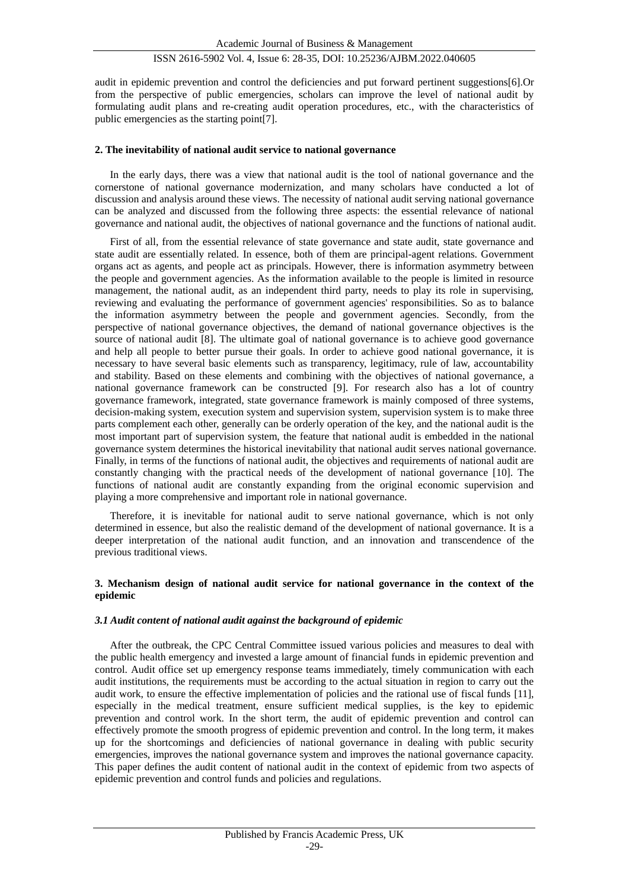audit in epidemic prevention and control the deficiencies and put forward pertinent suggestions[6].Or from the perspective of public emergencies, scholars can improve the level of national audit by formulating audit plans and re-creating audit operation procedures, etc., with the characteristics of public emergencies as the starting point[7].

## 2. The inevitability of national audit service to national governance

In the early days, there was a view that national audit is the tool of national governance and the cornerstone of national governance modernization, and many scholars have conducted a lot of discussion and analysis around these views. The necessity of national audit serving national governance can be analyzed and discussed from the following three aspects: the essential relevance of national governance and national audit, the objectives of national governance and the functions of national audit.

First of all, from the essential relevance of state governance and state audit, state governance and state audit are essentially related. In essence, both of them are principal-agent relations. Government organs act as agents, and people act as principals. However, there is information asymmetry between the people and government agencies. As the information available to the people is limited in resource management, the national audit, as an independent third party, needs to play its role in supervising, reviewing and evaluating the performance of government agencies' responsibilities. So as to balance the information asymmetry between the people and government agencies. Secondly, from the perspective of national governance objectives, the demand of national governance objectives is the source of national audit [8]. The ultimate goal of national governance is to achieve good governance and help all people to better pursue their goals. In order to achieve good national governance, it is necessary to have several basic elements such as transparency, legitimacy, rule of law, accountability and stability. Based on these elements and combining with the objectives of national governance, a national governance framework can be constructed [9]. For research also has a lot of country governance framework, integrated, state governance framework is mainly composed of three systems, decision-making system, execution system and supervision system, supervision system is to make three parts complement each other, generally can be orderly operation of the key, and the national audit is the most important part of supervision system, the feature that national audit is embedded in the national governance system determines the historical inevitability that national audit serves national governance. Finally, in terms of the functions of national audit, the objectives and requirements of national audit are constantly changing with the practical needs of the development of national governance [10]. The functions of national audit are constantly expanding from the original economic supervision and playing a more comprehensive and important role in national governance.

Therefore, it is inevitable for national audit to serve national governance, which is not only determined in essence, but also the realistic demand of the development of national governance. It is a deeper interpretation of the national audit function, and an innovation and transcendence of the previous traditional views.

## 3. Mechanism design of national audit service for national governance in the context of the epidemic

### *3.1 Audit content of national audit against the background of epidemic*

After the outbreak, the CPC Central Committee issued various policies and measures to deal with the public health emergency and invested a large amount of financial funds in epidemic prevention and control. Audit office set up emergency response teams immediately, timely communication with each audit institutions, the requirements must be according to the actual situation in region to carry out the audit work, to ensure the effective implementation of policies and the rational use of fiscal funds [11], especially in the medical treatment, ensure sufficient medical supplies, is the key to epidemic prevention and control work. In the short term, the audit of epidemic prevention and control can effectively promote the smooth progress of epidemic prevention and control. In the long term, it makes up for the shortcomings and deficiencies of national governance in dealing with public security emergencies, improves the national governance system and improves the national governance capacity. This paper defines the audit content of national audit in the context of epidemic from two aspects of epidemic prevention and control funds and policies and regulations.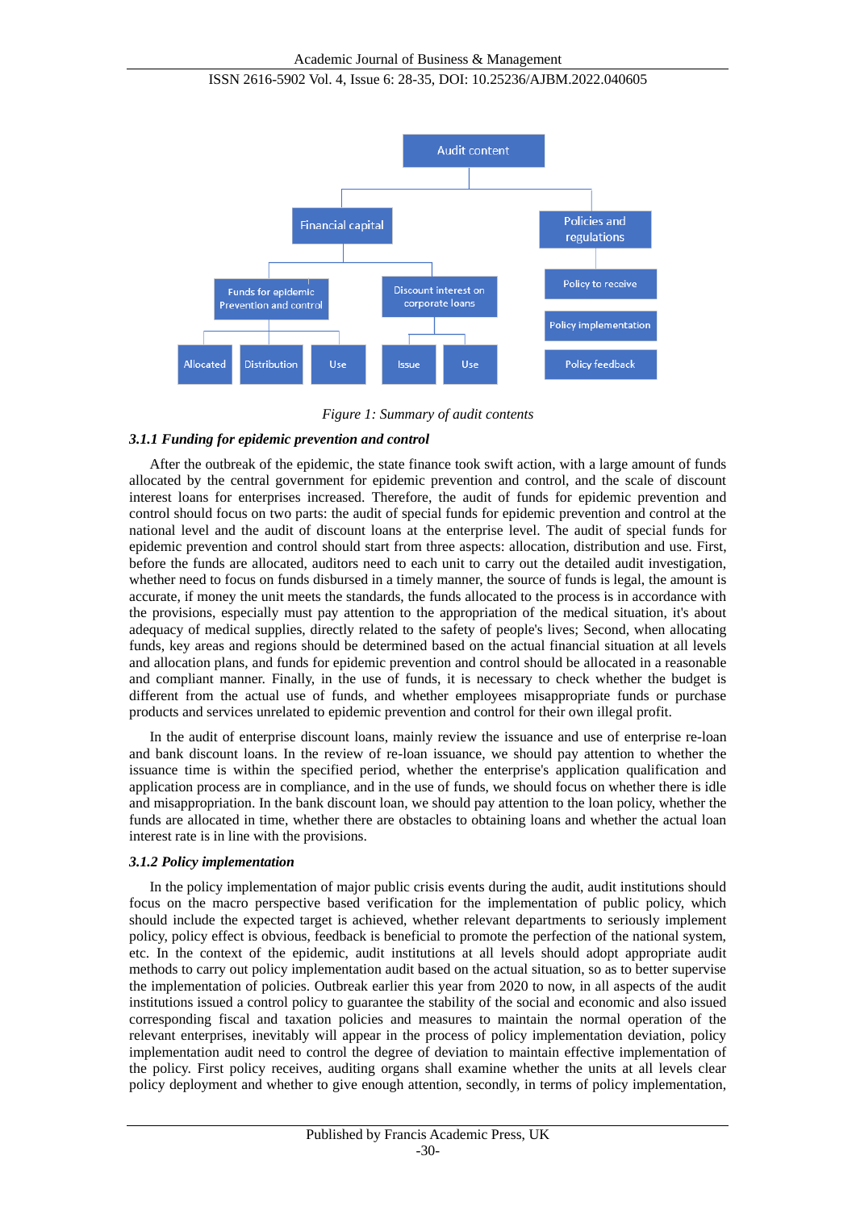Figure 1: Summary of audit contents

### 3.1.1 Funding for epidemic prevention and control

After the outbreak of the epidemic, the state finance took swift action, with a large amount of funds allocated by the central government for epidemic prevention and control, and the scale of discount interest loans for enterprises increased. Therefore, the audit of funds for epidemic prevention and control should focus on two parts: the audit of special funds for epidemic prevention and control at the national level and the audit of discount loans at the enterprise level. The audit of special funds for epidemic prevention and control should start from three aspects: allocation, distribution and use. First, before the funds are allocated, auditors need to each unit to carry out the detailed audit investigation, whether need to focus on funds disbursed in a timely manner, the source of funds is legal, the amount is accurate, if money the unit meets the standards, the funds allocated to the process is in accordance with the provisions, especially must pay attention to the appropriation of the medical situation, it's about adequacy of medical supplies, directly related to the safety of people's lives; Second, when allocating funds, key areas and regions should be determined based on the actual financial situation at all levels and allocation plans, and funds for epidemic prevention and control should be allocated in a reasonable and compliant manner. Finally, in the use of funds, it is necessary to check whether the budget is different from the actual use of funds, and whether employees misappropriate funds or purchase products and services unrelated to epidemic prevention and control for their own illegal profit.

In the audit of enterprise discount loans, mainly review the issuance and use of enterprise re-loan and bank discount loans. In the review of re-loan issuance, we should pay attention to whether the issuance time is within the specified period, whether the enterprise's application qualification and application process are in compliance, and in the use of funds, we should focus on whether there is idle and misappropriation. In the bank discount loan, we should pay attention to the loan policy, whether the funds are allocated in time, whether there are obstacles to obtaining loans and whether the actual loan interest rate is in line with the provisions.

### 3.1.2 Policy implementation

In the policy implementation of major public crisis events during the audit, audit institutions should focus on the macro perspective based verification for the implementation of public policy, which should include the expected target is achieved, whether relevant departments to seriously implement policy, policy effect is obvious, feedback is beneficial to promote the perfection of the national system, etc. In the context of the epidemic, audit institutions at all levels should adopt appropriate audit methods to carry out policy implementation audit based on the actual situation, so as to better supervise the implementation of policies. Outbreak earlier this year from 2020 to now, in all aspects of the audit institutions issued a control policy to guarantee the stability of the social and economic and also issued corresponding fiscal and taxation policies and measures to maintain the normal operation of the relevant enterprises, inevitably will appear in the process of policy implementation deviation, policy implementation audit need to control the degree of deviation to maintain effective implementation of the policy. First policy receives, auditing organs shall examine whether the units at all levels clear policy deployment and whether to give enough attention, secondly, in terms of policy implementation,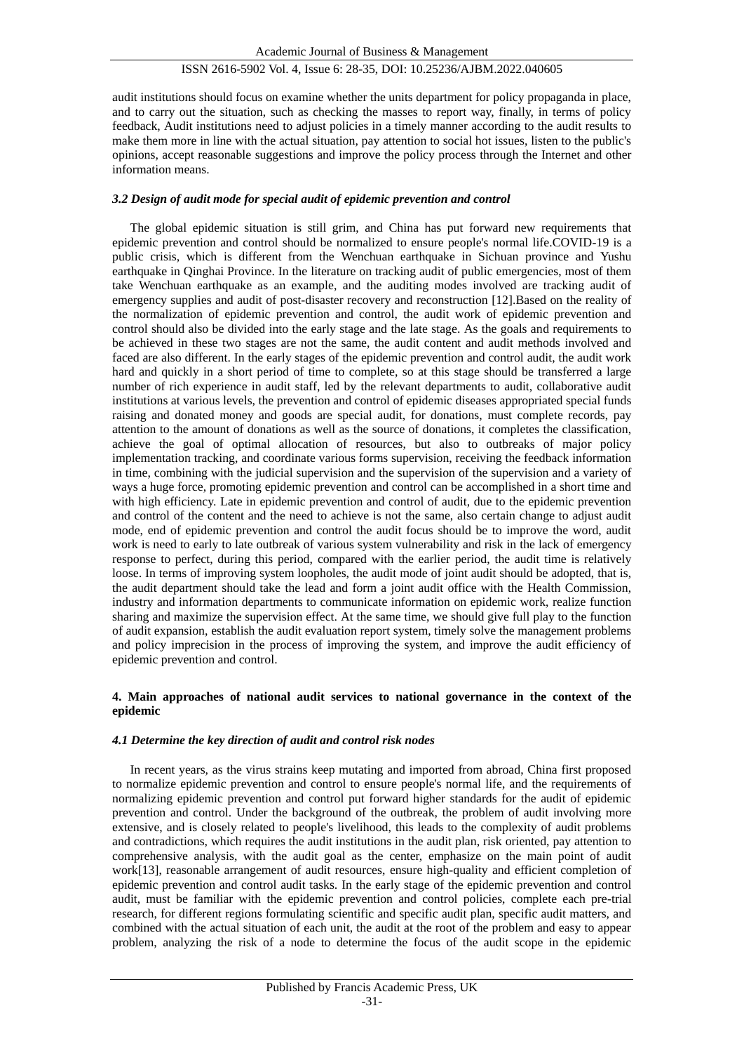audit institutions should focus on examine whether the units department for policy propaganda in place, and to carry out the situation, such as checking the masses to report way, finally, in terms of policy feedback, Audit institutions need to adjust policies in a timely manner according to the audit results to make them more in line with the actual situation, pay attention to social hot issues, listen to the public's opinions, accept reasonable suggestions and improve the policy process through the Internet and other information means.

### *3.2 Design of audit mode for special audit of epidemic prevention and control*

The global epidemic situation is still grim, and China has put forward new requirements that epidemic prevention and control should be normalized to ensure people's normal life.COVID-19 is a public crisis, which is different from the Wenchuan earthquake in Sichuan province and Yushu earthquake in Qinghai Province. In the literature on tracking audit of public emergencies, most of them take Wenchuan earthquake as an example, and the auditing modes involved are tracking audit of emergency supplies and audit of post-disaster recovery and reconstruction [12].Based on the reality of the normalization of epidemic prevention and control, the audit work of epidemic prevention and control should also be divided into the early stage and the late stage. As the goals and requirements to be achieved in these two stages are not the same, the audit content and audit methods involved and faced are also different. In the early stages of the epidemic prevention and control audit, the audit work hard and quickly in a short period of time to complete, so at this stage should be transferred a large number of rich experience in audit staff, led by the relevant departments to audit, collaborative audit institutions at various levels, the prevention and control of epidemic diseases appropriated special funds raising and donated money and goods are special audit, for donations, must complete records, pay attention to the amount of donations as well as the source of donations, it completes the classification, achieve the goal of optimal allocation of resources, but also to outbreaks of major policy implementation tracking, and coordinate various forms supervision, receiving the feedback information in time, combining with the judicial supervision and the supervision of the supervision and a variety of ways a huge force, promoting epidemic prevention and control can be accomplished in a short time and with high efficiency. Late in epidemic prevention and control of audit, due to the epidemic prevention and control of the content and the need to achieve is not the same, also certain change to adjust audit mode, end of epidemic prevention and control the audit focus should be to improve the word, audit work is need to early to late outbreak of various system vulnerability and risk in the lack of emergency response to perfect, during this period, compared with the earlier period, the audit time is relatively loose. In terms of improving system loopholes, the audit mode of joint audit should be adopted, that is, the audit department should take the lead and form a joint audit office with the Health Commission, industry and information departments to communicate information on epidemic work, realize function sharing and maximize the supervision effect. At the same time, we should give full play to the function of audit expansion, establish the audit evaluation report system, timely solve the management problems and policy imprecision in the process of improving the system, and improve the audit efficiency of epidemic prevention and control.

## 4. Main approaches of national audit services to national governance in the context of the epidemic

### *4.1 Determine the key direction of audit and control risk nodes*

In recent years, as the virus strains keep mutating and imported from abroad, China first proposed to normalize epidemic prevention and control to ensure people's normal life, and the requirements of normalizing epidemic prevention and control put forward higher standards for the audit of epidemic prevention and control. Under the background of the outbreak, the problem of audit involving more extensive, and is closely related to people's livelihood, this leads to the complexity of audit problems and contradictions, which requires the audit institutions in the audit plan, risk oriented, pay attention to comprehensive analysis, with the audit goal as the center, emphasize on the main point of audit work[13], reasonable arrangement of audit resources, ensure high-quality and efficient completion of epidemic prevention and control audit tasks. In the early stage of the epidemic prevention and control audit, must be familiar with the epidemic prevention and control policies, complete each pre-trial research, for different regions formulating scientific and specific audit plan, specific audit matters, and combined with the actual situation of each unit, the audit at the root of the problem and easy to appear problem, analyzing the risk of a node to determine the focus of the audit scope in the epidemic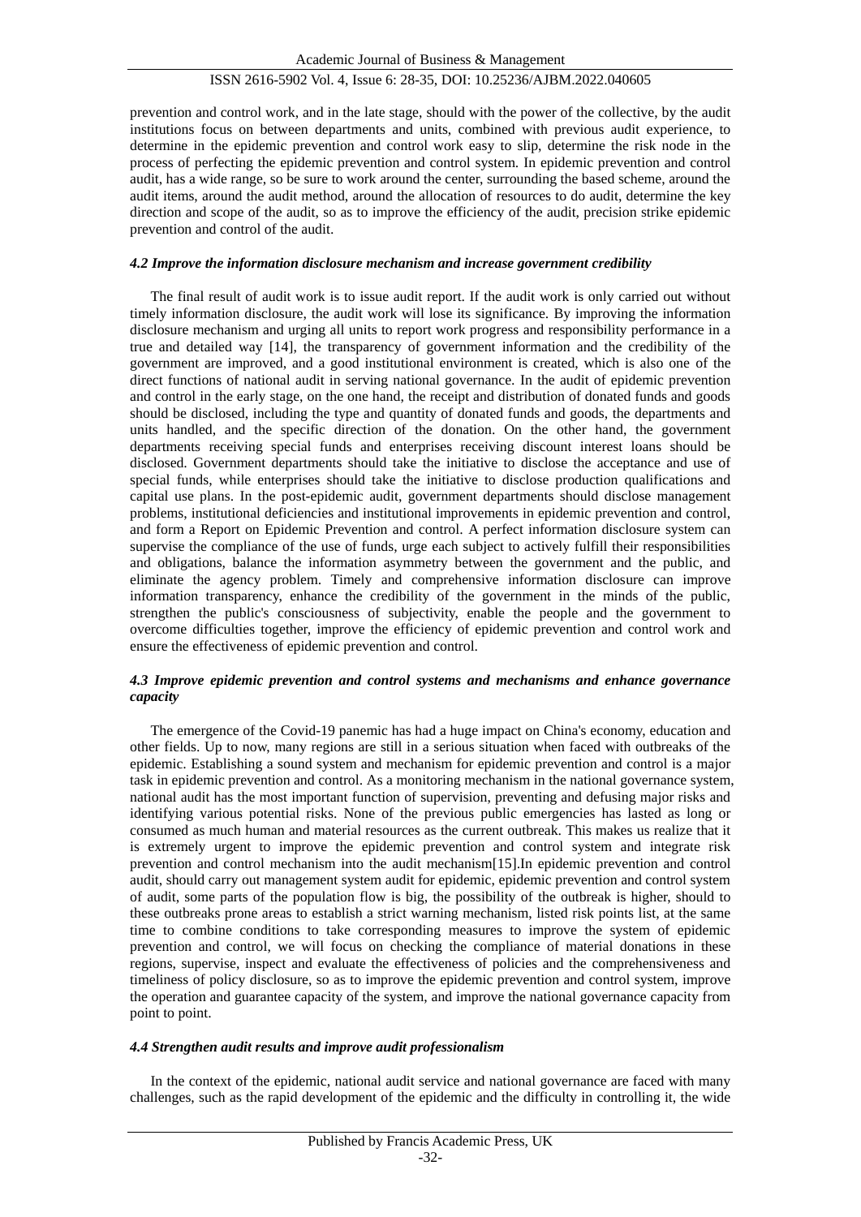prevention and control work, and in the late stage, should with the power of the collective, by the audit institutions focus on between departments and units, combined with previous audit experience, to determine in the epidemic prevention and control work easy to slip, determine the risk node in the process of perfecting the epidemic prevention and control system. In epidemic prevention and control audit, has a wide range, so be sure to work around the center, surrounding the based scheme, around the audit items, around the audit method, around the allocation of resources to do audit, determine the key direction and scope of the audit, so as to improve the efficiency of the audit, precision strike epidemic prevention and control of the audit.

#### *4.2 Improve the information disclosure mechanism and increase government credibility*

The final result of audit work is to issue audit report. If the audit work is only carried out without timely information disclosure, the audit work will lose its significance. By improving the information disclosure mechanism and urging all units to report work progress and responsibility performance in a true and detailed way [14], the transparency of government information and the credibility of the government are improved, and a good institutional environment is created, which is also one of the direct functions of national audit in serving national governance. In the audit of epidemic prevention and control in the early stage, on the one hand, the receipt and distribution of donated funds and goods should be disclosed, including the type and quantity of donated funds and goods, the departments and units handled, and the specific direction of the donation. On the other hand, the government departments receiving special funds and enterprises receiving discount interest loans should be disclosed. Government departments should take the initiative to disclose the acceptance and use of special funds, while enterprises should take the initiative to disclose production qualifications and capital use plans. In the post-epidemic audit, government departments should disclose management problems, institutional deficiencies and institutional improvements in epidemic prevention and control, and form a Report on Epidemic Prevention and control. A perfect information disclosure system can supervise the compliance of the use of funds, urge each subject to actively fulfill their responsibilities and obligations, balance the information asymmetry between the government and the public, and eliminate the agency problem. Timely and comprehensive information disclosure can improve information transparency, enhance the credibility of the government in the minds of the public, strengthen the public's consciousness of subjectivity, enable the people and the government to overcome difficulties together, improve the efficiency of epidemic prevention and control work and ensure the effectiveness of epidemic prevention and control.

#### *4.3 Improve epidemic prevention and control systems and mechanisms and enhance governance capacity*

The emergence of the Covid-19 panemic has had a huge impact on China's economy, education and other fields. Up to now, many regions are still in a serious situation when faced with outbreaks of the epidemic. Establishing a sound system and mechanism for epidemic prevention and control is a major task in epidemic prevention and control. As a monitoring mechanism in the national governance system, national audit has the most important function of supervision, preventing and defusing major risks and identifying various potential risks. None of the previous public emergencies has lasted as long or consumed as much human and material resources as the current outbreak. This makes us realize that it is extremely urgent to improve the epidemic prevention and control system and integrate risk prevention and control mechanism into the audit mechanism[15].In epidemic prevention and control audit, should carry out management system audit for epidemic, epidemic prevention and control system of audit, some parts of the population flow is big, the possibility of the outbreak is higher, should to these outbreaks prone areas to establish a strict warning mechanism, listed risk points list, at the same time to combine conditions to take corresponding measures to improve the system of epidemic prevention and control, we will focus on checking the compliance of material donations in these regions, supervise, inspect and evaluate the effectiveness of policies and the comprehensiveness and timeliness of policy disclosure, so as to improve the epidemic prevention and control system, improve the operation and guarantee capacity of the system, and improve the national governance capacity from point to point.

#### *4.4 Strengthen audit results and improve audit professionalism*

In the context of the epidemic, national audit service and national governance are faced with many challenges, such as the rapid development of the epidemic and the difficulty in controlling it, the wide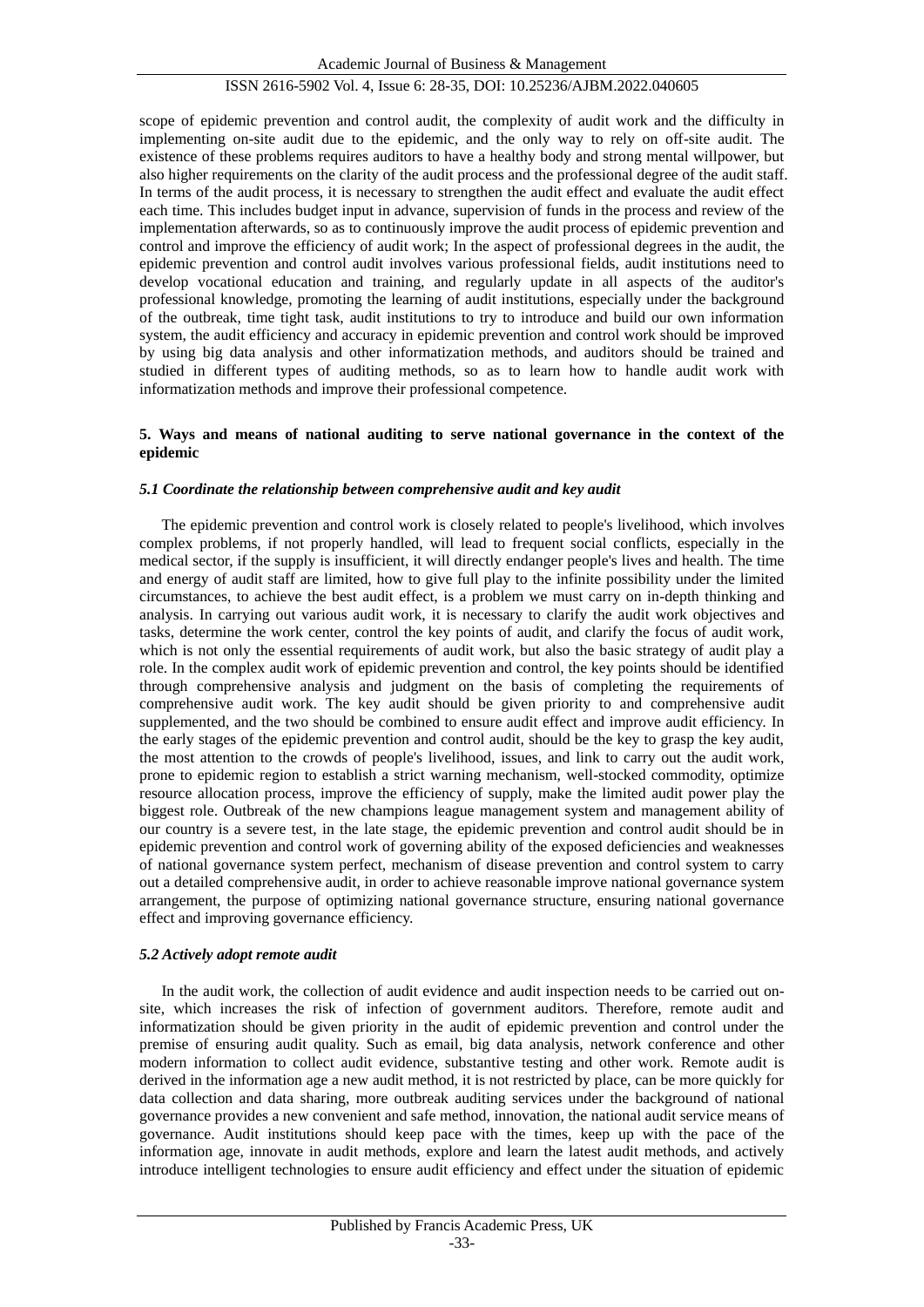scope of epidemic prevention and control audit, the complexity of audit work and the difficulty in implementing on-site audit due to the epidemic, and the only way to rely on off-site audit. The existence of these problems requires auditors to have a healthy body and strong mental willpower, but also higher requirements on the clarity of the audit process and the professional degree of the audit staff. In terms of the audit process, it is necessary to strengthen the audit effect and evaluate the audit effect each time. This includes budget input in advance, supervision of funds in the process and review of the implementation afterwards, so as to continuously improve the audit process of epidemic prevention and control and improve the efficiency of audit work; In the aspect of professional degrees in the audit, the epidemic prevention and control audit involves various professional fields, audit institutions need to develop vocational education and training, and regularly update in all aspects of the auditor's professional knowledge, promoting the learning of audit institutions, especially under the background of the outbreak, time tight task, audit institutions to try to introduce and build our own information system, the audit efficiency and accuracy in epidemic prevention and control work should be improved by using big data analysis and other informatization methods, and auditors should be trained and studied in different types of auditing methods, so as to learn how to handle audit work with informatization methods and improve their professional competence.

## 5. Ways and means of national auditing to serve national governance in the context of the epidemic

### *5.1 Coordinate the relationship between comprehensive audit and key audit*

The epidemic prevention and control work is closely related to people's livelihood, which involves complex problems, if not properly handled, will lead to frequent social conflicts, especially in the medical sector, if the supply is insufficient, it will directly endanger people's lives and health. The time and energy of audit staff are limited, how to give full play to the infinite possibility under the limited circumstances, to achieve the best audit effect, is a problem we must carry on in-depth thinking and analysis. In carrying out various audit work, it is necessary to clarify the audit work objectives and tasks, determine the work center, control the key points of audit, and clarify the focus of audit work, which is not only the essential requirements of audit work, but also the basic strategy of audit play a role. In the complex audit work of epidemic prevention and control, the key points should be identified through comprehensive analysis and judgment on the basis of completing the requirements of comprehensive audit work. The key audit should be given priority to and comprehensive audit supplemented, and the two should be combined to ensure audit effect and improve audit efficiency. In the early stages of the epidemic prevention and control audit, should be the key to grasp the key audit, the most attention to the crowds of people's livelihood, issues, and link to carry out the audit work, prone to epidemic region to establish a strict warning mechanism, well-stocked commodity, optimize resource allocation process, improve the efficiency of supply, make the limited audit power play the biggest role. Outbreak of the new champions league management system and management ability of our country is a severe test, in the late stage, the epidemic prevention and control audit should be in epidemic prevention and control work of governing ability of the exposed deficiencies and weaknesses of national governance system perfect, mechanism of disease prevention and control system to carry out a detailed comprehensive audit, in order to achieve reasonable improve national governance system arrangement, the purpose of optimizing national governance structure, ensuring national governance effect and improving governance efficiency.

### *5.2 Actively adopt remote audit*

In the audit work, the collection of audit evidence and audit inspection needs to be carried out on-site, which increases the risk of infection of government auditors. Therefore, remote audit and informatization should be given priority in the audit of epidemic prevention and control under the premise of ensuring audit quality. Such as email, big data analysis, network conference and other modern information to collect audit evidence, substantive testing and other work. Remote audit is derived in the information age a new audit method, it is not restricted by place, can be more quickly for data collection and data sharing, more outbreak auditing services under the background of national governance provides a new convenient and safe method, innovation, the national audit service means of governance. Audit institutions should keep pace with the times, keep up with the pace of the information age, innovate in audit methods, explore and learn the latest audit methods, and actively introduce intelligent technologies to ensure audit efficiency and effect under the situation of epidemic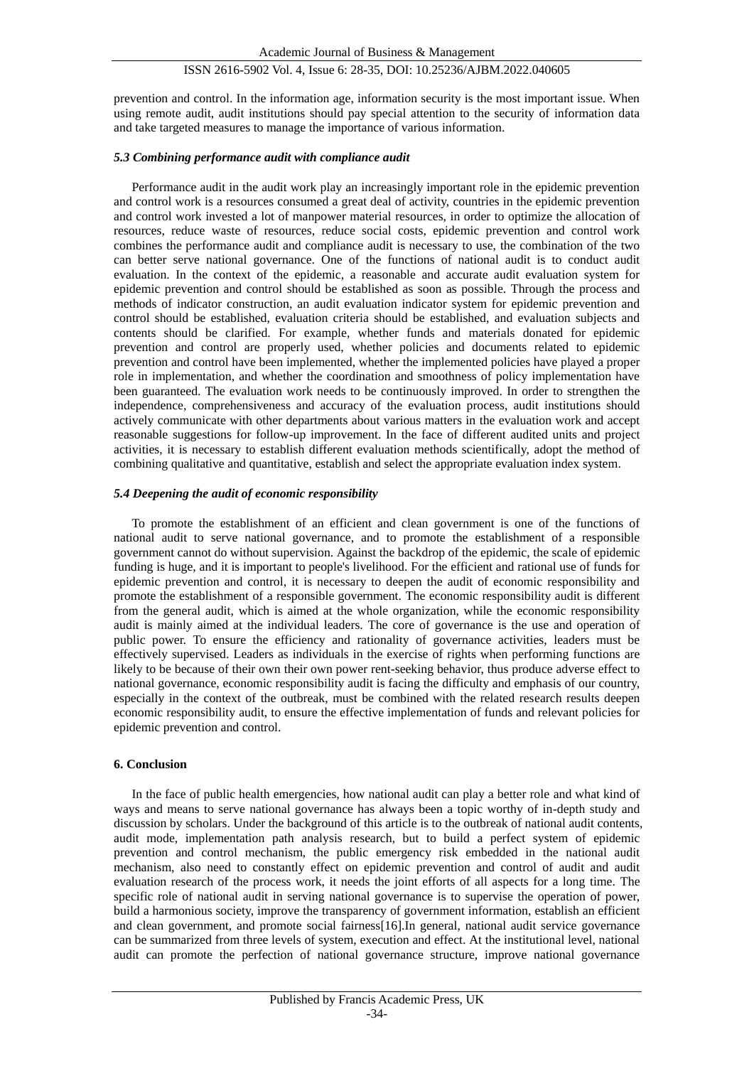prevention and control. In the information age, information security is the most important issue. When using remote audit, audit institutions should pay special attention to the security of information data and take targeted measures to manage the importance of various information.

### *5.3 Combining performance audit with compliance audit*

Performance audit in the audit work play an increasingly important role in the epidemic prevention and control work is a resources consumed a great deal of activity, countries in the epidemic prevention and control work invested a lot of manpower material resources, in order to optimize the allocation of resources, reduce waste of resources, reduce social costs, epidemic prevention and control work combines the performance audit and compliance audit is necessary to use, the combination of the two can better serve national governance. One of the functions of national audit is to conduct audit evaluation. In the context of the epidemic, a reasonable and accurate audit evaluation system for epidemic prevention and control should be established as soon as possible. Through the process and methods of indicator construction, an audit evaluation indicator system for epidemic prevention and control should be established, evaluation criteria should be established, and evaluation subjects and contents should be clarified. For example, whether funds and materials donated for epidemic prevention and control are properly used, whether policies and documents related to epidemic prevention and control have been implemented, whether the implemented policies have played a proper role in implementation, and whether the coordination and smoothness of policy implementation have been guaranteed. The evaluation work needs to be continuously improved. In order to strengthen the independence, comprehensiveness and accuracy of the evaluation process, audit institutions should actively communicate with other departments about various matters in the evaluation work and accept reasonable suggestions for follow-up improvement. In the face of different audited units and project activities, it is necessary to establish different evaluation methods scientifically, adopt the method of combining qualitative and quantitative, establish and select the appropriate evaluation index system.

### *5.4 Deepening the audit of economic responsibility*

To promote the establishment of an efficient and clean government is one of the functions of national audit to serve national governance, and to promote the establishment of a responsible government cannot do without supervision. Against the backdrop of the epidemic, the scale of epidemic funding is huge, and it is important to people's livelihood. For the efficient and rational use of funds for epidemic prevention and control, it is necessary to deepen the audit of economic responsibility and promote the establishment of a responsible government. The economic responsibility audit is different from the general audit, which is aimed at the whole organization, while the economic responsibility audit is mainly aimed at the individual leaders. The core of governance is the use and operation of public power. To ensure the efficiency and rationality of governance activities, leaders must be effectively supervised. Leaders as individuals in the exercise of rights when performing functions are likely to be because of their own their own power rent-seeking behavior, thus produce adverse effect to national governance, economic responsibility audit is facing the difficulty and emphasis of our country, especially in the context of the outbreak, must be combined with the related research results deepen economic responsibility audit, to ensure the effective implementation of funds and relevant policies for epidemic prevention and control.

## 6. Conclusion

In the face of public health emergencies, how national audit can play a better role and what kind of ways and means to serve national governance has always been a topic worthy of in-depth study and discussion by scholars. Under the background of this article is to the outbreak of national audit contents, audit mode, implementation path analysis research, but to build a perfect system of epidemic prevention and control mechanism, the public emergency risk embedded in the national audit mechanism, also need to constantly effect on epidemic prevention and control of audit and audit evaluation research of the process work, it needs the joint efforts of all aspects for a long time. The specific role of national audit in serving national governance is to supervise the operation of power, build a harmonious society, improve the transparency of government information, establish an efficient and clean government, and promote social fairness[16].In general, national audit service governance can be summarized from three levels of system, execution and effect. At the institutional level, national audit can promote the perfection of national governance structure, improve national governance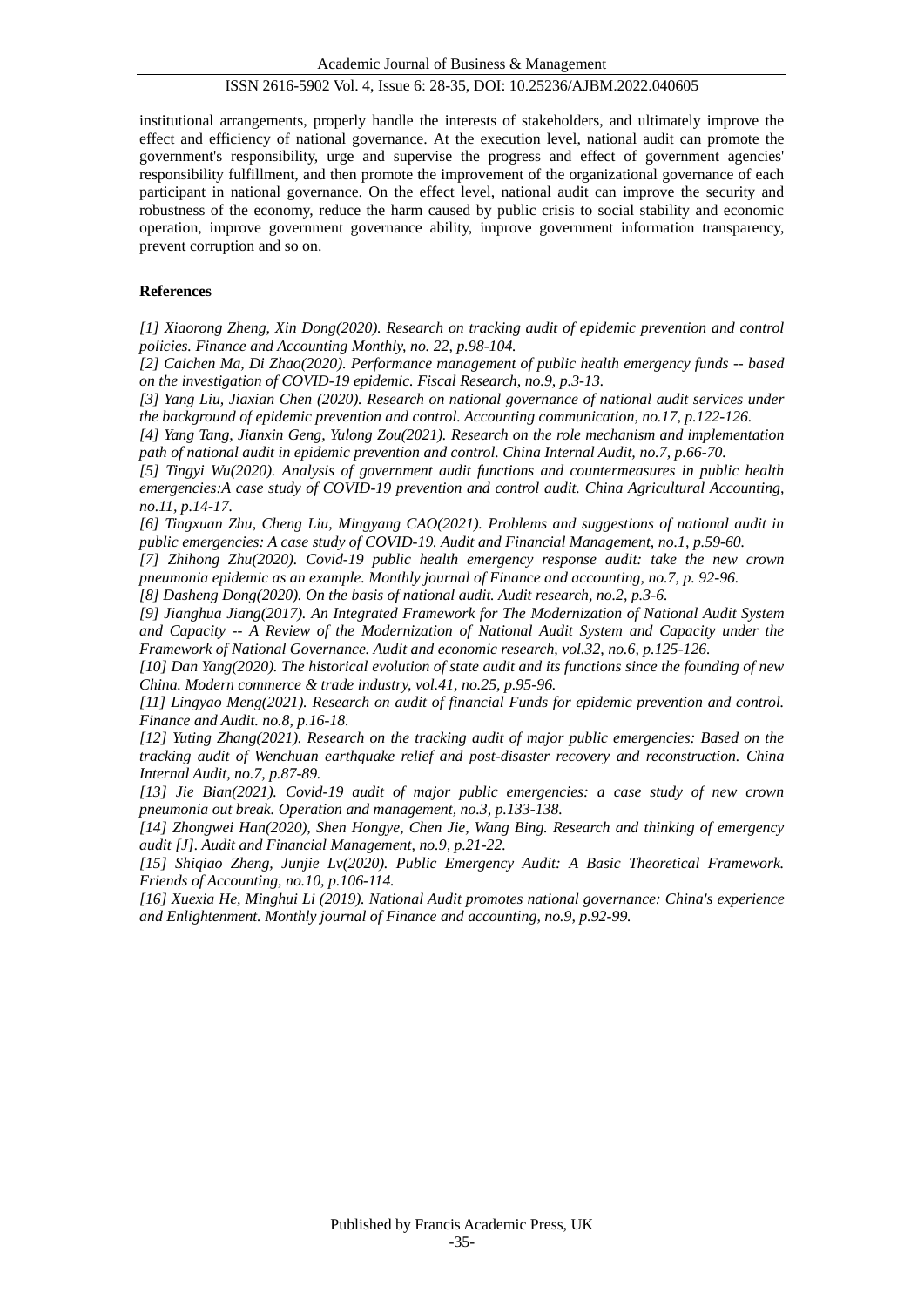institutional arrangements, properly handle the interests of stakeholders, and ultimately improve the effect and efficiency of national governance. At the execution level, national audit can promote the government's responsibility, urge and supervise the progress and effect of government agencies' responsibility fulfillment, and then promote the improvement of the organizational governance of each participant in national governance. On the effect level, national audit can improve the security and robustness of the economy, reduce the harm caused by public crisis to social stability and economic operation, improve government governance ability, improve government information transparency, prevent corruption and so on.

## References

*[1] Xiaorong Zheng, Xin Dong(2020). Research on tracking audit of epidemic prevention and control policies. Finance and Accounting Monthly, no. 22, p.98-104.*

*[2] Caichen Ma, Di Zhao(2020). Performance management of public health emergency funds -- based on the investigation of COVID-19 epidemic. Fiscal Research, no.9, p.3-13.*

*[3] Yang Liu, Jiaxian Chen (2020). Research on national governance of national audit services under the background of epidemic prevention and control. Accounting communication, no.17, p.122-126.*

*[4] Yang Tang, Jianxin Geng, Yulong Zou(2021). Research on the role mechanism and implementation path of national audit in epidemic prevention and control. China Internal Audit, no.7, p.66-70.*

*[5] Tingyi Wu(2020). Analysis of government audit functions and countermeasures in public health emergencies:A case study of COVID-19 prevention and control audit. China Agricultural Accounting, no.11, p.14-17.*

*[6] Tingxuan Zhu, Cheng Liu, Mingyang CAO(2021). Problems and suggestions of national audit in public emergencies: A case study of COVID-19. Audit and Financial Management, no.1, p.59-60.*

*[7] Zhihong Zhu(2020). Covid-19 public health emergency response audit: take the new crown pneumonia epidemic as an example. Monthly journal of Finance and accounting, no.7, p. 92-96.*

*[8] Dasheng Dong(2020). On the basis of national audit. Audit research, no.2, p.3-6.*

*[9] Jianghua Jiang(2017). An Integrated Framework for The Modernization of National Audit System and Capacity -- A Review of the Modernization of National Audit System and Capacity under the Framework of National Governance. Audit and economic research, vol.32, no.6, p.125-126.*

*[10] Dan Yang(2020). The historical evolution of state audit and its functions since the founding of new China. Modern commerce & trade industry, vol.41, no.25, p.95-96.*

*[11] Lingyao Meng(2021). Research on audit of financial Funds for epidemic prevention and control. Finance and Audit. no.8, p.16-18.*

*[12] Yuting Zhang(2021). Research on the tracking audit of major public emergencies: Based on the tracking audit of Wenchuan earthquake relief and post-disaster recovery and reconstruction. China Internal Audit, no.7, p.87-89.*

*[13] Jie Bian(2021). Covid-19 audit of major public emergencies: a case study of new crown pneumonia out break. Operation and management, no.3, p.133-138.*

*[14] Zhongwei Han(2020), Shen Hongye, Chen Jie, Wang Bing. Research and thinking of emergency audit [J]. Audit and Financial Management, no.9, p.21-22.*

*[15] Shiqiao Zheng, Junjie Lv(2020). Public Emergency Audit: A Basic Theoretical Framework. Friends of Accounting, no.10, p.106-114.*

*[16] Xuexia He, Minghui Li (2019). National Audit promotes national governance: China's experience and Enlightenment. Monthly journal of Finance and accounting, no.9, p.92-99.*